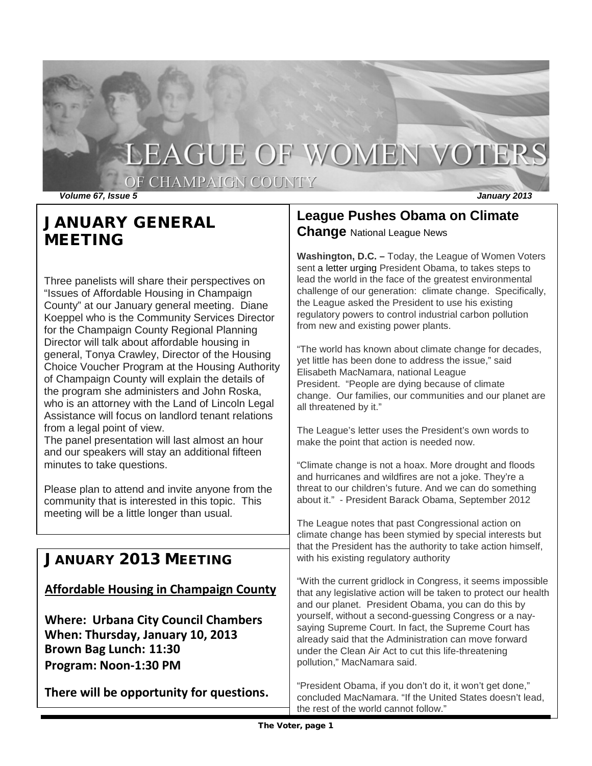# LEAGUE OF WOMEN VOTERS
OF CHAMPAIGN COUNTY

*Volume 67, Issue 5* *January 2013*

## JANUARY GENERAL MEETING

Three panelists will share their perspectives on "Issues of Affordable Housing in Champaign County" at our January general meeting. Diane Koeppel who is the Community Services Director for the Champaign County Regional Planning Director will talk about affordable housing in general, Tonya Crawley, Director of the Housing Choice Voucher Program at the Housing Authority of Champaign County will explain the details of the program she administers and John Roska, who is an attorney with the Land of Lincoln Legal Assistance will focus on landlord tenant relations from a legal point of view.

The panel presentation will last almost an hour and our speakers will stay an additional fifteen minutes to take questions.

Please plan to attend and invite anyone from the community that is interested in this topic. This meeting will be a little longer than usual.

## JANUARY 2013 MEETING

**Affordable Housing in Champaign County**

**Where: Urbana City Council Chambers**
**When: Thursday, January 10, 2013**
**Brown Bag Lunch: 11:30**
**Program: Noon-1:30 PM**

**There will be opportunity for questions.**

## League Pushes Obama on Climate Change

National League News

**Washington, D.C. –** Today, the League of Women Voters sent a letter urging President Obama, to takes steps to lead the world in the face of the greatest environmental challenge of our generation: climate change. Specifically, the League asked the President to use his existing regulatory powers to control industrial carbon pollution from new and existing power plants.

"The world has known about climate change for decades, yet little has been done to address the issue," said Elisabeth MacNamara, national League President. "People are dying because of climate change. Our families, our communities and our planet are all threatened by it."

The League's letter uses the President's own words to make the point that action is needed now.

"Climate change is not a hoax. More drought and floods and hurricanes and wildfires are not a joke. They're a threat to our children's future. And we can do something about it." - President Barack Obama, September 2012

The League notes that past Congressional action on climate change has been stymied by special interests but that the President has the authority to take action himself, with his existing regulatory authority

"With the current gridlock in Congress, it seems impossible that any legislative action will be taken to protect our health and our planet. President Obama, you can do this by yourself, without a second-guessing Congress or a nay-saying Supreme Court. In fact, the Supreme Court has already said that the Administration can move forward under the Clean Air Act to cut this life-threatening pollution," MacNamara said.

"President Obama, if you don't do it, it won't get done," concluded MacNamara. "If the United States doesn't lead, the rest of the world cannot follow."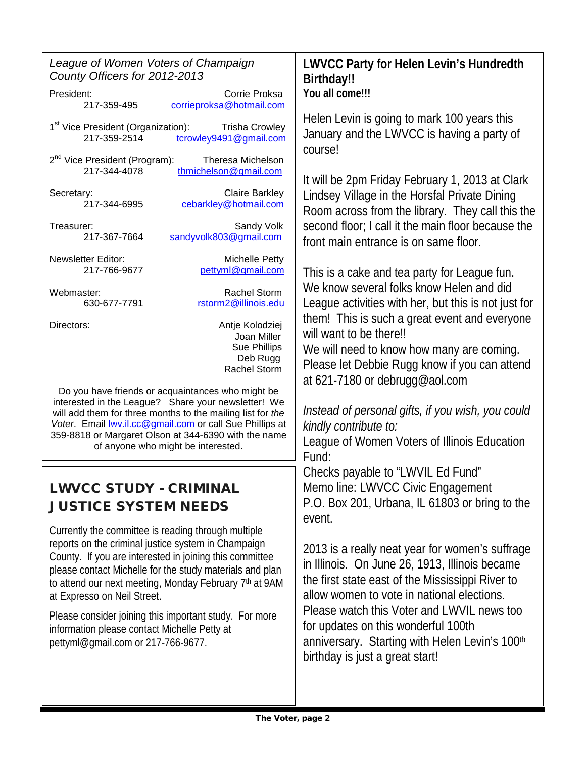*League of Women Voters of Champaign County Officers for 2012-2013*

| Office | Name / Contact |
|---|---|
| President: | Corrie Proksa |
| 217-359-495 | corrieproksa@hotmail.com |
| 1st Vice President (Organization): | Trisha Crowley |
| 217-359-2514 | tcrowley9491@gmail.com |
| 2nd Vice President (Program): | Theresa Michelson |
| 217-344-4078 | thmichelson@gmail.com |
| Secretary: | Claire Barkley |
| 217-344-6995 | cebarkley@hotmail.com |
| Treasurer: | Sandy Volk |
| 217-367-7664 | sandyvolk803@gmail.com |
| Newsletter Editor: | Michelle Petty |
| 217-766-9677 | pettyml@gmail.com |
| Webmaster: | Rachel Storm |
| 630-677-7791 | rstorm2@illinois.edu |
| Directors: | Antje Kolodziej, Joan Miller, Sue Phillips, Deb Rugg, Rachel Storm |

Do you have friends or acquaintances who might be interested in the League? Share your newsletter! We will add them for three months to the mailing list for *the Voter*. Email lwv.il.cc@gmail.com or call Sue Phillips at 359-8818 or Margaret Olson at 344-6390 with the name of anyone who might be interested.

## LWVCC STUDY - CRIMINAL JUSTICE SYSTEM NEEDS

Currently the committee is reading through multiple reports on the criminal justice system in Champaign County. If you are interested in joining this committee please contact Michelle for the study materials and plan to attend our next meeting, Monday February 7th at 9AM at Expresso on Neil Street.

Please consider joining this important study. For more information please contact Michelle Petty at pettyml@gmail.com or 217-766-9677.

## LWVCC Party for Helen Levin's Hundredth Birthday!!

**You all come!!!**

Helen Levin is going to mark 100 years this January and the LWVCC is having a party of course!

It will be 2pm Friday February 1, 2013 at Clark Lindsey Village in the Horsfal Private Dining Room across from the library. They call this the second floor; I call it the main floor because the front main entrance is on same floor.

This is a cake and tea party for League fun. We know several folks know Helen and did League activities with her, but this is not just for them! This is such a great event and everyone will want to be there!!

We will need to know how many are coming. Please let Debbie Rugg know if you can attend at 621-7180 or debrugg@aol.com

*Instead of personal gifts, if you wish, you could kindly contribute to:*

League of Women Voters of Illinois Education Fund:

Checks payable to "LWVIL Ed Fund"

Memo line: LWVCC Civic Engagement

P.O. Box 201, Urbana, IL 61803 or bring to the event.

2013 is a really neat year for women's suffrage in Illinois. On June 26, 1913, Illinois became the first state east of the Mississippi River to allow women to vote in national elections. Please watch this Voter and LWVIL news too for updates on this wonderful 100th anniversary. Starting with Helen Levin's 100th birthday is just a great start!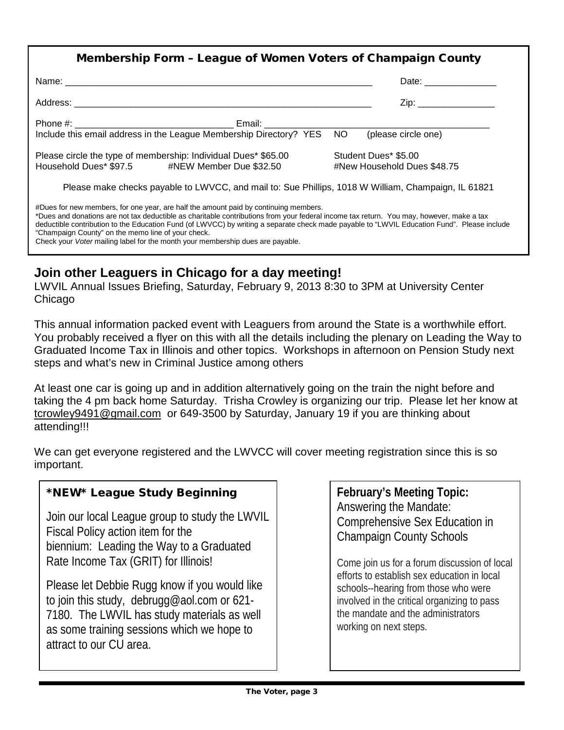## Membership Form – League of Women Voters of Champaign County

Name: _______________________________________________ Date: ______________

Address: _____________________________________________ Zip: _______________

Phone #: _____________________________ Email: __________________________________________

Include this email address in the League Membership Directory? YES NO (please circle one)

Please circle the type of membership: Individual Dues* $65.00 Student Dues* $5.00

Household Dues* $97.5 #NEW Member Due $32.50 #New Household Dues $48.75

Please make checks payable to LWVCC, and mail to: Sue Phillips, 1018 W William, Champaign, IL 61821

#Dues for new members, for one year, are half the amount paid by continuing members.

*Dues and donations are not tax deductible as charitable contributions from your federal income tax return. You may, however, make a tax deductible contribution to the Education Fund (of LWVCC) by writing a separate check made payable to "LWVIL Education Fund". Please include "Champaign County" on the memo line of your check.

Check your *Voter* mailing label for the month your membership dues are payable.

## Join other Leaguers in Chicago for a day meeting!

LWVIL Annual Issues Briefing, Saturday, February 9, 2013 8:30 to 3PM at University Center Chicago

This annual information packed event with Leaguers from around the State is a worthwhile effort. You probably received a flyer on this with all the details including the plenary on Leading the Way to Graduated Income Tax in Illinois and other topics. Workshops in afternoon on Pension Study next steps and what's new in Criminal Justice among others

At least one car is going up and in addition alternatively going on the train the night before and taking the 4 pm back home Saturday. Trisha Crowley is organizing our trip. Please let her know at tcrowley9491@gmail.com or 649-3500 by Saturday, January 19 if you are thinking about attending!!!

We can get everyone registered and the LWVCC will cover meeting registration since this is so important.

### *NEW* League Study Beginning

Join our local League group to study the LWVIL Fiscal Policy action item for the biennium: Leading the Way to a Graduated Rate Income Tax (GRIT) for Illinois!

Please let Debbie Rugg know if you would like to join this study, debrugg@aol.com or 621-7180. The LWVIL has study materials as well as some training sessions which we hope to attract to our CU area.

### February's Meeting Topic:

Answering the Mandate: Comprehensive Sex Education in Champaign County Schools

Come join us for a forum discussion of local efforts to establish sex education in local schools--hearing from those who were involved in the critical organizing to pass the mandate and the administrators working on next steps.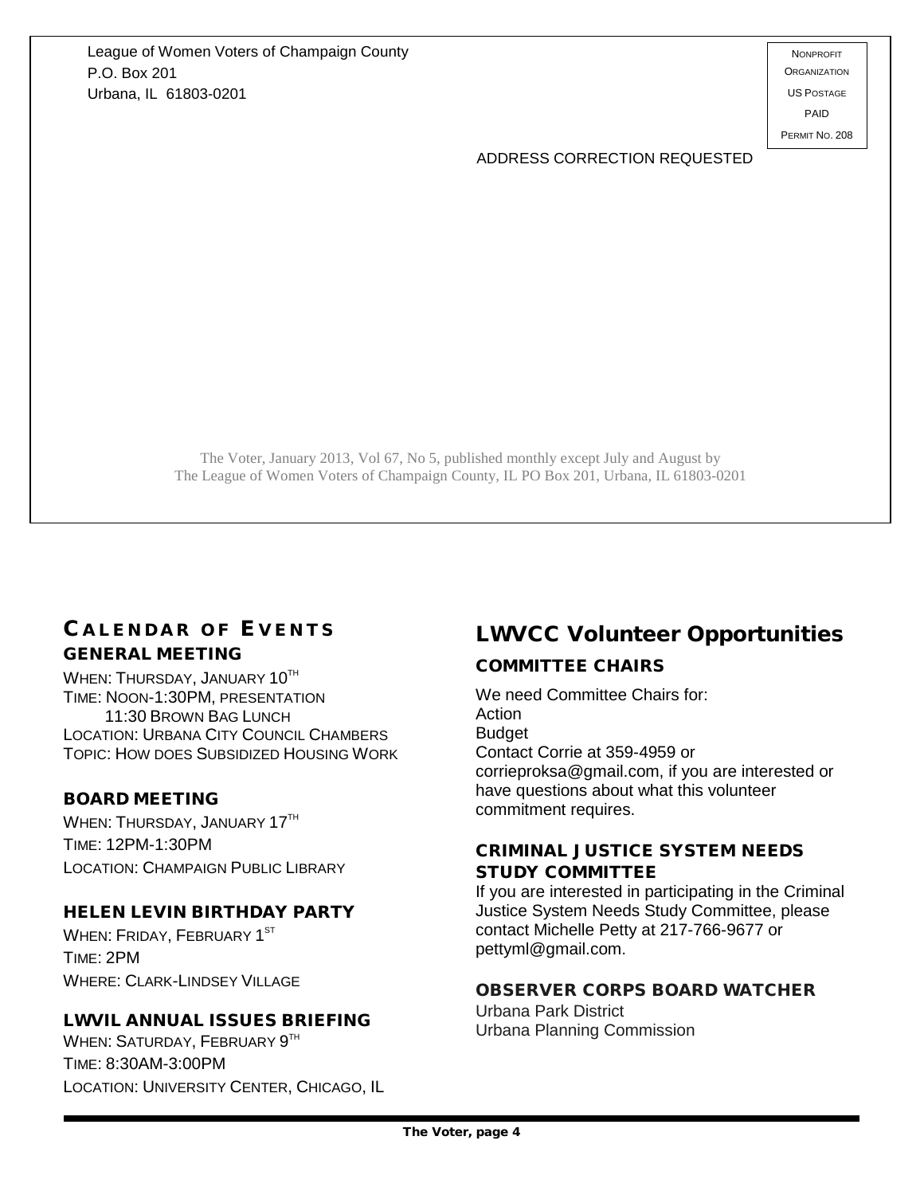League of Women Voters of Champaign County
P.O. Box 201
Urbana, IL 61803-0201

NONPROFIT ORGANIZATION
US POSTAGE
PAID
PERMIT NO. 208

ADDRESS CORRECTION REQUESTED

The Voter, January 2013, Vol 67, No 5, published monthly except July and August by
The League of Women Voters of Champaign County, IL PO Box 201, Urbana, IL 61803-0201

## CALENDAR OF EVENTS

### GENERAL MEETING

WHEN: THURSDAY, JANUARY 10TH
TIME: NOON-1:30PM, PRESENTATION
11:30 BROWN BAG LUNCH
LOCATION: URBANA CITY COUNCIL CHAMBERS
TOPIC: HOW DOES SUBSIDIZED HOUSING WORK

### BOARD MEETING

WHEN: THURSDAY, JANUARY 17TH
TIME: 12PM-1:30PM
LOCATION: CHAMPAIGN PUBLIC LIBRARY

### HELEN LEVIN BIRTHDAY PARTY

WHEN: FRIDAY, FEBRUARY 1ST
TIME: 2PM
WHERE: CLARK-LINDSEY VILLAGE

### LWVIL ANNUAL ISSUES BRIEFING

WHEN: SATURDAY, FEBRUARY 9TH
TIME: 8:30AM-3:00PM
LOCATION: UNIVERSITY CENTER, CHICAGO, IL

## LWVCC Volunteer Opportunities

### COMMITTEE CHAIRS

We need Committee Chairs for:
Action
Budget
Contact Corrie at 359-4959 or corrieproksa@gmail.com, if you are interested or have questions about what this volunteer commitment requires.

### CRIMINAL JUSTICE SYSTEM NEEDS STUDY COMMITTEE

If you are interested in participating in the Criminal Justice System Needs Study Committee, please contact Michelle Petty at 217-766-9677 or pettyml@gmail.com.

### OBSERVER CORPS BOARD WATCHER

Urbana Park District
Urbana Planning Commission